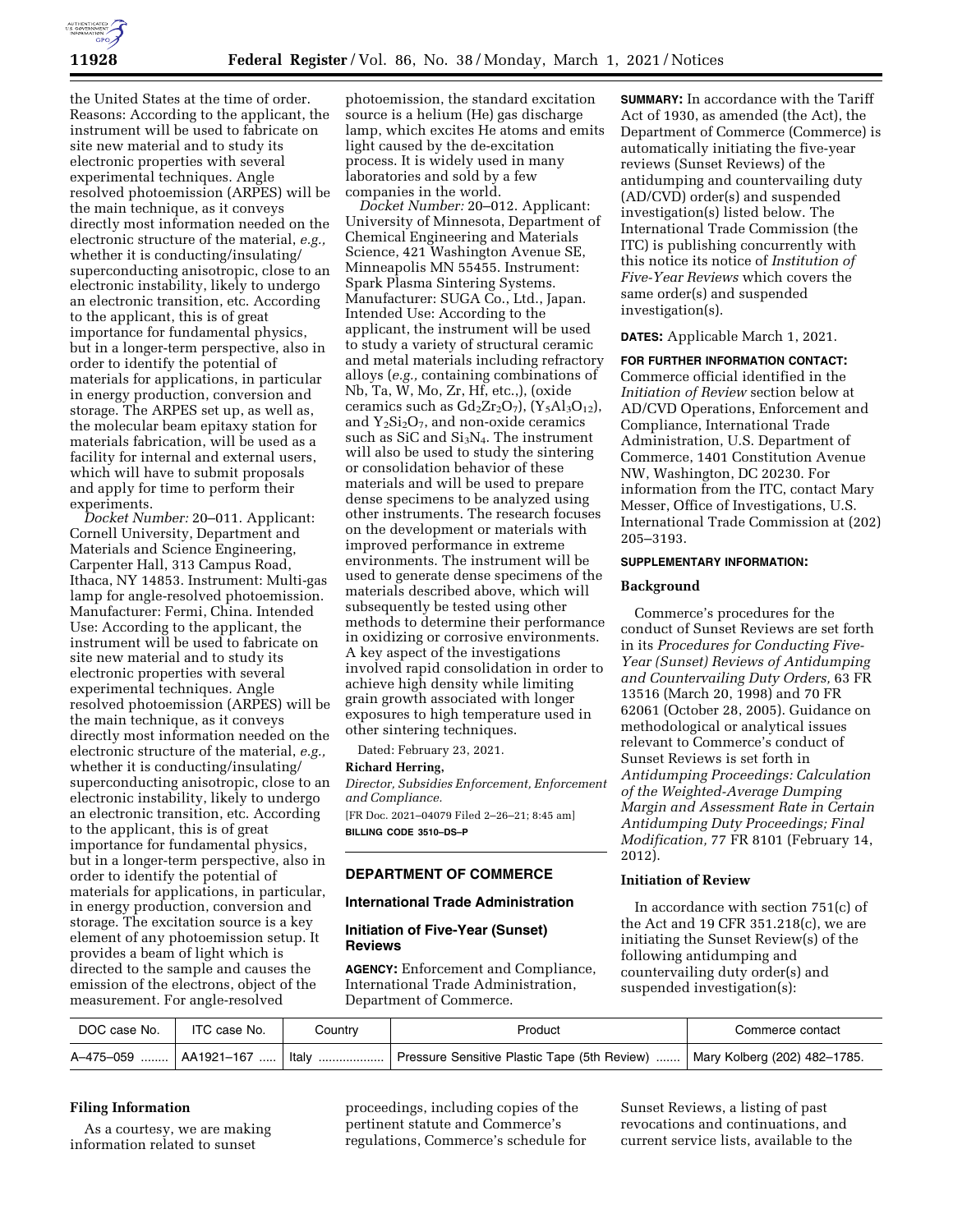the United States at the time of order. Reasons: According to the applicant, the instrument will be used to fabricate on site new material and to study its electronic properties with several experimental techniques. Angle resolved photoemission (ARPES) will be the main technique, as it conveys directly most information needed on the electronic structure of the material, *e.g.,* whether it is conducting/insulating/superconducting anisotropic, close to an electronic instability, likely to undergo an electronic transition, etc. According to the applicant, this is of great importance for fundamental physics, but in a longer-term perspective, also in order to identify the potential of materials for applications, in particular in energy production, conversion and storage. The ARPES set up, as well as, the molecular beam epitaxy station for materials fabrication, will be used as a facility for internal and external users, which will have to submit proposals and apply for time to perform their experiments.

*Docket Number:* 20–011. Applicant: Cornell University, Department and Materials and Science Engineering, Carpenter Hall, 313 Campus Road, Ithaca, NY 14853. Instrument: Multi-gas lamp for angle-resolved photoemission. Manufacturer: Fermi, China. Intended Use: According to the applicant, the instrument will be used to fabricate on site new material and to study its electronic properties with several experimental techniques. Angle resolved photoemission (ARPES) will be the main technique, as it conveys directly most information needed on the electronic structure of the material, *e.g.,* whether it is conducting/insulating/superconducting anisotropic, close to an electronic instability, likely to undergo an electronic transition, etc. According to the applicant, this is of great importance for fundamental physics, but in a longer-term perspective, also in order to identify the potential of materials for applications, in particular, in energy production, conversion and storage. The excitation source is a key element of any photoemission setup. It provides a beam of light which is directed to the sample and causes the emission of the electrons, object of the measurement. For angle-resolved photoemission, the standard excitation source is a helium (He) gas discharge lamp, which excites He atoms and emits light caused by the de-excitation process. It is widely used in many laboratories and sold by a few companies in the world.

*Docket Number:* 20–012. Applicant: University of Minnesota, Department of Chemical Engineering and Materials Science, 421 Washington Avenue SE, Minneapolis MN 55455. Instrument: Spark Plasma Sintering Systems. Manufacturer: SUGA Co., Ltd., Japan. Intended Use: According to the applicant, the instrument will be used to study a variety of structural ceramic and metal materials including refractory alloys (*e.g.,* containing combinations of Nb, Ta, W, Mo, Zr, Hf, etc.,), (oxide ceramics such as $Gd_2Zr_2O_7$), ($Y_5Al_3O_{12}$), and $Y_2Si_2O_7$, and non-oxide ceramics such as SiC and $Si_3N_4$. The instrument will also be used to study the sintering or consolidation behavior of these materials and will be used to prepare dense specimens to be analyzed using other instruments. The research focuses on the development or materials with improved performance in extreme environments. The instrument will be used to generate dense specimens of the materials described above, which will subsequently be tested using other methods to determine their performance in oxidizing or corrosive environments. A key aspect of the investigations involved rapid consolidation in order to achieve high density while limiting grain growth associated with longer exposures to high temperature used in other sintering techniques.

Dated: February 23, 2021.

**Richard Herring,**

*Director, Subsidies Enforcement, Enforcement and Compliance.*

[FR Doc. 2021–04079 Filed 2–26–21; 8:45 am]

**BILLING CODE 3510–DS–P**

## DEPARTMENT OF COMMERCE

### International Trade Administration

### Initiation of Five-Year (Sunset) Reviews

**AGENCY:** Enforcement and Compliance, International Trade Administration, Department of Commerce.

**SUMMARY:** In accordance with the Tariff Act of 1930, as amended (the Act), the Department of Commerce (Commerce) is automatically initiating the five-year reviews (Sunset Reviews) of the antidumping and countervailing duty (AD/CVD) order(s) and suspended investigation(s) listed below. The International Trade Commission (the ITC) is publishing concurrently with this notice its notice of *Institution of Five-Year Reviews* which covers the same order(s) and suspended investigation(s).

**DATES:** Applicable March 1, 2021.

**FOR FURTHER INFORMATION CONTACT:** Commerce official identified in the *Initiation of Review* section below at AD/CVD Operations, Enforcement and Compliance, International Trade Administration, U.S. Department of Commerce, 1401 Constitution Avenue NW, Washington, DC 20230. For information from the ITC, contact Mary Messer, Office of Investigations, U.S. International Trade Commission at (202) 205–3193.

**SUPPLEMENTARY INFORMATION:**

#### Background

Commerce's procedures for the conduct of Sunset Reviews are set forth in its *Procedures for Conducting Five-Year (Sunset) Reviews of Antidumping and Countervailing Duty Orders,* 63 FR 13516 (March 20, 1998) and 70 FR 62061 (October 28, 2005). Guidance on methodological or analytical issues relevant to Commerce's conduct of Sunset Reviews is set forth in *Antidumping Proceedings: Calculation of the Weighted-Average Dumping Margin and Assessment Rate in Certain Antidumping Duty Proceedings; Final Modification,* 77 FR 8101 (February 14, 2012).

#### Initiation of Review

In accordance with section 751(c) of the Act and 19 CFR 351.218(c), we are initiating the Sunset Review(s) of the following antidumping and countervailing duty order(s) and suspended investigation(s):

| DOC case No. | ITC case No. | Country | Product | Commerce contact |
|---|---|---|---|---|
| A–475–059 | AA1921–167 | Italy | Pressure Sensitive Plastic Tape (5th Review) | Mary Kolberg (202) 482–1785. |

#### Filing Information

As a courtesy, we are making information related to sunset proceedings, including copies of the pertinent statute and Commerce's regulations, Commerce's schedule for Sunset Reviews, a listing of past revocations and continuations, and current service lists, available to the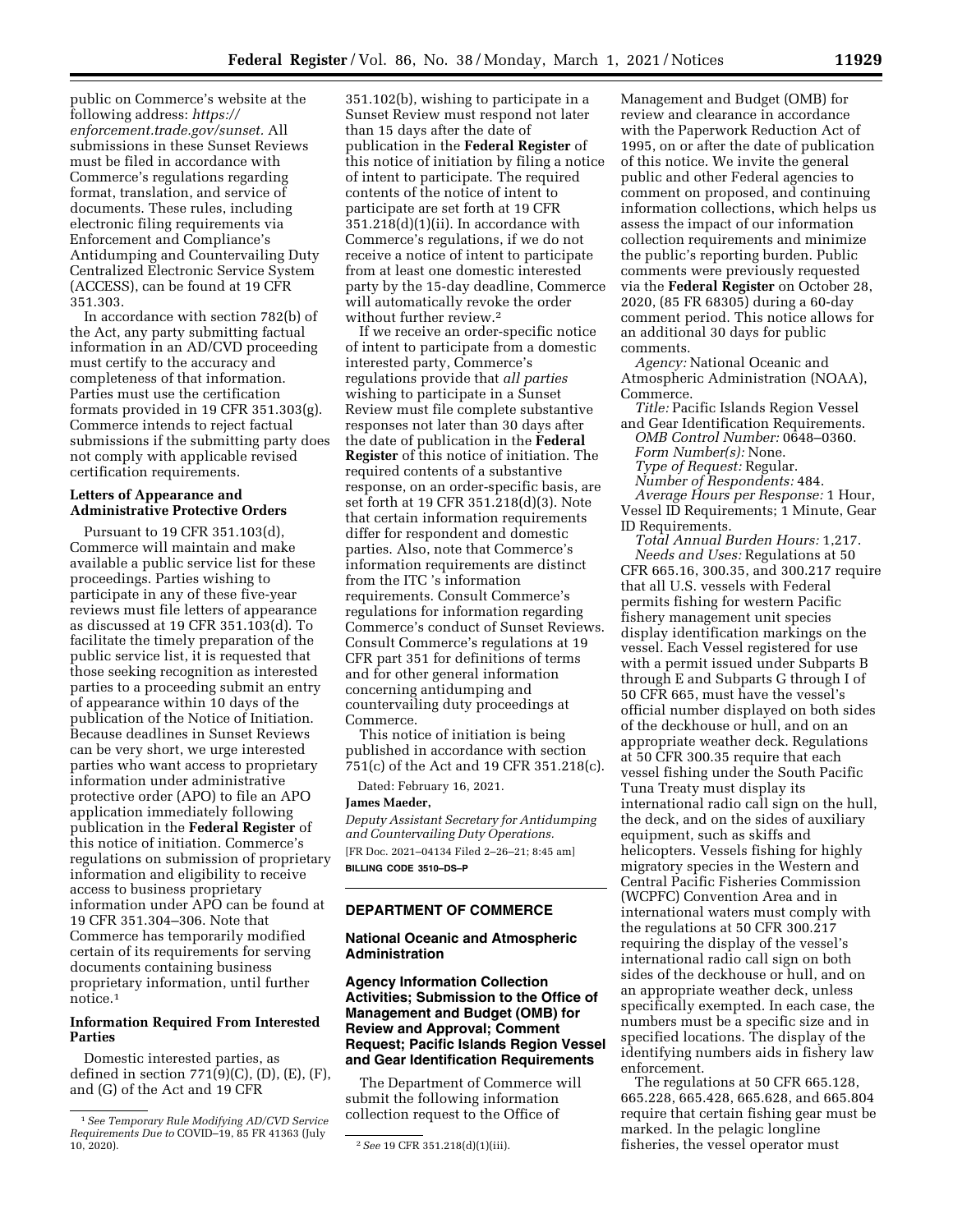public on Commerce's website at the following address: *https://enforcement.trade.gov/sunset.* All submissions in these Sunset Reviews must be filed in accordance with Commerce's regulations regarding format, translation, and service of documents. These rules, including electronic filing requirements via Enforcement and Compliance's Antidumping and Countervailing Duty Centralized Electronic Service System (ACCESS), can be found at 19 CFR 351.303.

In accordance with section 782(b) of the Act, any party submitting factual information in an AD/CVD proceeding must certify to the accuracy and completeness of that information. Parties must use the certification formats provided in 19 CFR 351.303(g). Commerce intends to reject factual submissions if the submitting party does not comply with applicable revised certification requirements.

**Letters of Appearance and Administrative Protective Orders**

Pursuant to 19 CFR 351.103(d), Commerce will maintain and make available a public service list for these proceedings. Parties wishing to participate in any of these five-year reviews must file letters of appearance as discussed at 19 CFR 351.103(d). To facilitate the timely preparation of the public service list, it is requested that those seeking recognition as interested parties to a proceeding submit an entry of appearance within 10 days of the publication of the Notice of Initiation. Because deadlines in Sunset Reviews can be very short, we urge interested parties who want access to proprietary information under administrative protective order (APO) to file an APO application immediately following publication in the **Federal Register** of this notice of initiation. Commerce's regulations on submission of proprietary information and eligibility to receive access to business proprietary information under APO can be found at 19 CFR 351.304–306. Note that Commerce has temporarily modified certain of its requirements for serving documents containing business proprietary information, until further notice.[1]

**Information Required From Interested Parties**

Domestic interested parties, as defined in section 771(9)(C), (D), (E), (F), and (G) of the Act and 19 CFR 351.102(b), wishing to participate in a Sunset Review must respond not later than 15 days after the date of publication in the **Federal Register** of this notice of initiation by filing a notice of intent to participate. The required contents of the notice of intent to participate are set forth at 19 CFR 351.218(d)(1)(ii). In accordance with Commerce's regulations, if we do not receive a notice of intent to participate from at least one domestic interested party by the 15-day deadline, Commerce will automatically revoke the order without further review.[2]

If we receive an order-specific notice of intent to participate from a domestic interested party, Commerce's regulations provide that *all parties* wishing to participate in a Sunset Review must file complete substantive responses not later than 30 days after the date of publication in the **Federal Register** of this notice of initiation. The required contents of a substantive response, on an order-specific basis, are set forth at 19 CFR 351.218(d)(3). Note that certain information requirements differ for respondent and domestic parties. Also, note that Commerce's information requirements are distinct from the ITC 's information requirements. Consult Commerce's regulations for information regarding Commerce's conduct of Sunset Reviews. Consult Commerce's regulations at 19 CFR part 351 for definitions of terms and for other general information concerning antidumping and countervailing duty proceedings at Commerce.

This notice of initiation is being published in accordance with section 751(c) of the Act and 19 CFR 351.218(c).

Dated: February 16, 2021.

**James Maeder,**

*Deputy Assistant Secretary for Antidumping and Countervailing Duty Operations.*

[FR Doc. 2021–04134 Filed 2–26–21; 8:45 am]

**BILLING CODE 3510–DS–P**

[1] *See Temporary Rule Modifying AD/CVD Service Requirements Due to* COVID–19, 85 FR 41363 (July 10, 2020).

[2] *See* 19 CFR 351.218(d)(1)(iii).

## DEPARTMENT OF COMMERCE

### National Oceanic and Atmospheric Administration

### Agency Information Collection Activities; Submission to the Office of Management and Budget (OMB) for Review and Approval; Comment Request; Pacific Islands Region Vessel and Gear Identification Requirements

The Department of Commerce will submit the following information collection request to the Office of Management and Budget (OMB) for review and clearance in accordance with the Paperwork Reduction Act of 1995, on or after the date of publication of this notice. We invite the general public and other Federal agencies to comment on proposed, and continuing information collections, which helps us assess the impact of our information collection requirements and minimize the public's reporting burden. Public comments were previously requested via the **Federal Register** on October 28, 2020, (85 FR 68305) during a 60-day comment period. This notice allows for an additional 30 days for public comments.

*Agency:* National Oceanic and Atmospheric Administration (NOAA), Commerce.

*Title:* Pacific Islands Region Vessel and Gear Identification Requirements.

*OMB Control Number:* 0648–0360.

*Form Number(s):* None.

*Type of Request:* Regular.

*Number of Respondents:* 484.

*Average Hours per Response:* 1 Hour, Vessel ID Requirements; 1 Minute, Gear ID Requirements.

*Total Annual Burden Hours:* 1,217.

*Needs and Uses:* Regulations at 50 CFR 665.16, 300.35, and 300.217 require that all U.S. vessels with Federal permits fishing for western Pacific fishery management unit species display identification markings on the vessel. Each Vessel registered for use with a permit issued under Subparts B through E and Subparts G through I of 50 CFR 665, must have the vessel's official number displayed on both sides of the deckhouse or hull, and on an appropriate weather deck. Regulations at 50 CFR 300.35 require that each vessel fishing under the South Pacific Tuna Treaty must display its international radio call sign on the hull, the deck, and on the sides of auxiliary equipment, such as skiffs and helicopters. Vessels fishing for highly migratory species in the Western and Central Pacific Fisheries Commission (WCPFC) Convention Area and in international waters must comply with the regulations at 50 CFR 300.217 requiring the display of the vessel's international radio call sign on both sides of the deckhouse or hull, and on an appropriate weather deck, unless specifically exempted. In each case, the numbers must be a specific size and in specified locations. The display of the identifying numbers aids in fishery law enforcement.

The regulations at 50 CFR 665.128, 665.228, 665.428, 665.628, and 665.804 require that certain fishing gear must be marked. In the pelagic longline fisheries, the vessel operator must